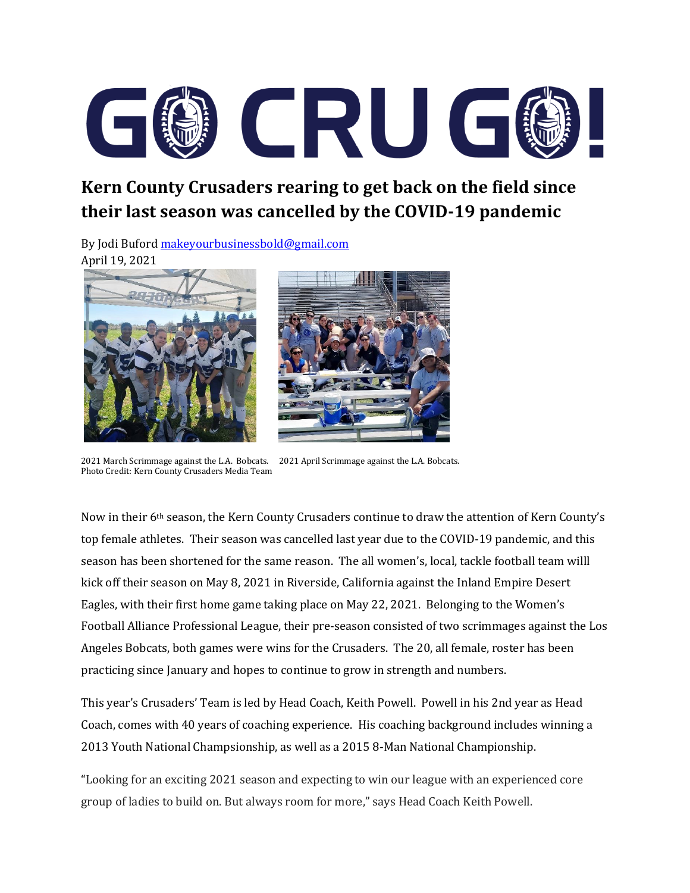# GO CRU GO!

## Kern County Crusaders rearing to get back on the field since their last season was cancelled by the COVID-19 pandemic

By Jodi Buford makeyourbusinessbold@gmail.com
April 19, 2021

2021 March Scrimmage against the L.A. Bobcats. 2021 April Scrimmage against the L.A. Bobcats.
Photo Credit: Kern County Crusaders Media Team

Now in their 6th season, the Kern County Crusaders continue to draw the attention of Kern County's top female athletes. Their season was cancelled last year due to the COVID-19 pandemic, and this season has been shortened for the same reason. The all women's, local, tackle football team willl kick off their season on May 8, 2021 in Riverside, California against the Inland Empire Desert Eagles, with their first home game taking place on May 22, 2021. Belonging to the Women's Football Alliance Professional League, their pre-season consisted of two scrimmages against the Los Angeles Bobcats, both games were wins for the Crusaders. The 20, all female, roster has been practicing since January and hopes to continue to grow in strength and numbers.

This year's Crusaders' Team is led by Head Coach, Keith Powell. Powell in his 2nd year as Head Coach, comes with 40 years of coaching experience. His coaching background includes winning a 2013 Youth National Champsionship, as well as a 2015 8-Man National Championship.

"Looking for an exciting 2021 season and expecting to win our league with an experienced core group of ladies to build on. But always room for more," says Head Coach Keith Powell.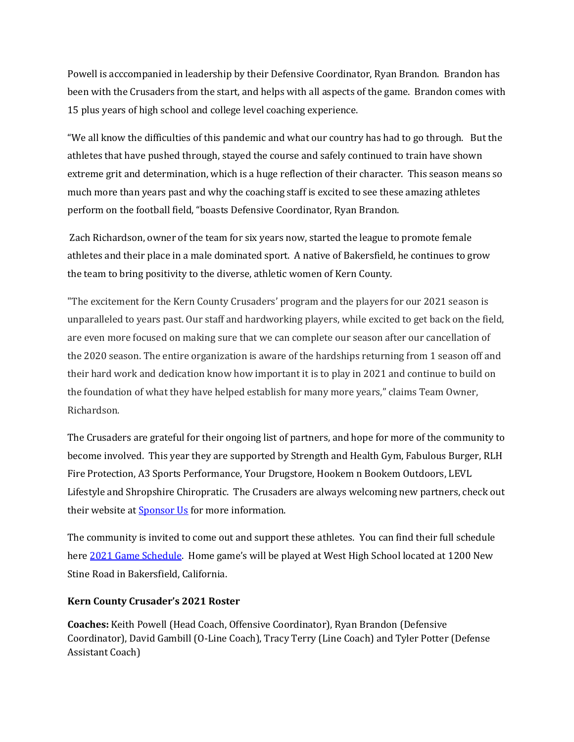Powell is acccompanied in leadership by their Defensive Coordinator, Ryan Brandon. Brandon has been with the Crusaders from the start, and helps with all aspects of the game. Brandon comes with 15 plus years of high school and college level coaching experience.

"We all know the difficulties of this pandemic and what our country has had to go through. But the athletes that have pushed through, stayed the course and safely continued to train have shown extreme grit and determination, which is a huge reflection of their character. This season means so much more than years past and why the coaching staff is excited to see these amazing athletes perform on the football field, "boasts Defensive Coordinator, Ryan Brandon.

Zach Richardson, owner of the team for six years now, started the league to promote female athletes and their place in a male dominated sport. A native of Bakersfield, he continues to grow the team to bring positivity to the diverse, athletic women of Kern County.

"The excitement for the Kern County Crusaders' program and the players for our 2021 season is unparalleled to years past. Our staff and hardworking players, while excited to get back on the field, are even more focused on making sure that we can complete our season after our cancellation of the 2020 season. The entire organization is aware of the hardships returning from 1 season off and their hard work and dedication know how important it is to play in 2021 and continue to build on the foundation of what they have helped establish for many more years," claims Team Owner, Richardson.

The Crusaders are grateful for their ongoing list of partners, and hope for more of the community to become involved. This year they are supported by Strength and Health Gym, Fabulous Burger, RLH Fire Protection, A3 Sports Performance, Your Drugstore, Hookem n Bookem Outdoors, LEVL Lifestyle and Shropshire Chiropratic. The Crusaders are always welcoming new partners, check out their website at Sponsor Us for more information.

The community is invited to come out and support these athletes. You can find their full schedule here 2021 Game Schedule. Home game's will be played at West High School located at 1200 New Stine Road in Bakersfield, California.

**Kern County Crusader's 2021 Roster**

**Coaches:** Keith Powell (Head Coach, Offensive Coordinator), Ryan Brandon (Defensive Coordinator), David Gambill (O-Line Coach), Tracy Terry (Line Coach) and Tyler Potter (Defense Assistant Coach)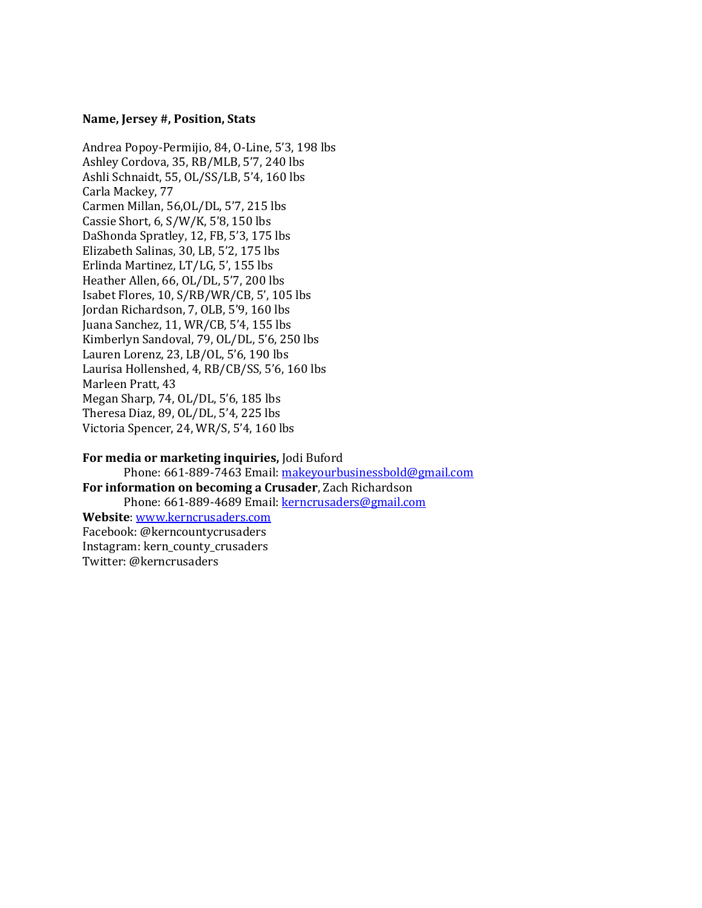**Name, Jersey #, Position, Stats**

Andrea Popoy-Permijio, 84, O-Line, 5’3, 198 lbs
Ashley Cordova, 35, RB/MLB, 5’7, 240 lbs
Ashli Schnaidt, 55, OL/SS/LB, 5’4, 160 lbs
Carla Mackey, 77
Carmen Millan, 56,OL/DL, 5’7, 215 lbs
Cassie Short, 6, S/W/K, 5’8, 150 lbs
DaShonda Spratley, 12, FB, 5’3, 175 lbs
Elizabeth Salinas, 30, LB, 5’2, 175 lbs
Erlinda Martinez, LT/LG, 5’, 155 lbs
Heather Allen, 66, OL/DL, 5’7, 200 lbs
Isabet Flores, 10, S/RB/WR/CB, 5’, 105 lbs
Jordan Richardson, 7, OLB, 5’9, 160 lbs
Juana Sanchez, 11, WR/CB, 5’4, 155 lbs
Kimberlyn Sandoval, 79, OL/DL, 5’6, 250 lbs
Lauren Lorenz, 23, LB/OL, 5’6, 190 lbs
Laurisa Hollenshed, 4, RB/CB/SS, 5’6, 160 lbs
Marleen Pratt, 43
Megan Sharp, 74, OL/DL, 5’6, 185 lbs
Theresa Diaz, 89, OL/DL, 5’4, 225 lbs
Victoria Spencer, 24, WR/S, 5’4, 160 lbs

**For media or marketing inquiries,** Jodi Buford
Phone: 661-889-7463 Email: makeyourbusinessbold@gmail.com
**For information on becoming a Crusader**, Zach Richardson
Phone: 661-889-4689 Email: kerncrusaders@gmail.com
**Website**: www.kerncrusaders.com
Facebook: @kerncountycrusaders
Instagram: kern_county_crusaders
Twitter: @kerncrusaders